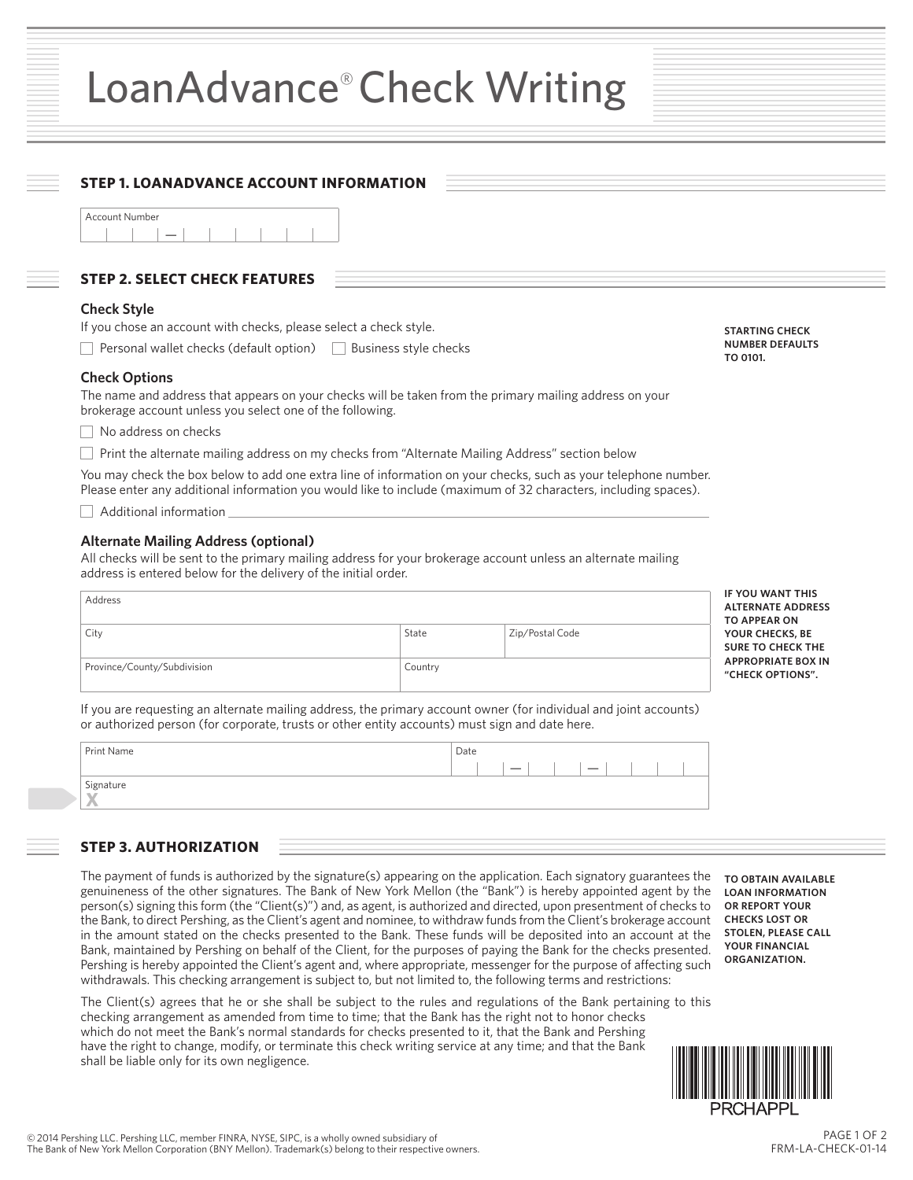# LoanAdvance® Check Writing

## STEP 1. LOANADVANCE ACCOUNT INFORMATION

Account Number ___ ___ ___ — ___ ___ ___ ___ ___ ___

## STEP 2. SELECT CHECK FEATURES

### Check Style

If you chose an account with checks, please select a check style.

☐ Personal wallet checks (default option) ☐ Business style checks

**STARTING CHECK NUMBER DEFAULTS TO 0101.**

### Check Options

The name and address that appears on your checks will be taken from the primary mailing address on your brokerage account unless you select one of the following.

☐ No address on checks

☐ Print the alternate mailing address on my checks from "Alternate Mailing Address" section below

You may check the box below to add one extra line of information on your checks, such as your telephone number. Please enter any additional information you would like to include (maximum of 32 characters, including spaces).

☐ Additional information ______________________________

### Alternate Mailing Address (optional)

All checks will be sent to the primary mailing address for your brokerage account unless an alternate mailing address is entered below for the delivery of the initial order.

| Address | | |
|---|---|---|
| City | State | Zip/Postal Code |
| Province/County/Subdivision | Country | |

**IF YOU WANT THIS ALTERNATE ADDRESS TO APPEAR ON YOUR CHECKS, BE SURE TO CHECK THE APPROPRIATE BOX IN "CHECK OPTIONS".**

If you are requesting an alternate mailing address, the primary account owner (for individual and joint accounts) or authorized person (for corporate, trusts or other entity accounts) must sign and date here.

| Print Name | Date ___ ___ — ___ ___ — ___ ___ ___ ___ |
|---|---|
| Signature X | |

## STEP 3. AUTHORIZATION

The payment of funds is authorized by the signature(s) appearing on the application. Each signatory guarantees the genuineness of the other signatures. The Bank of New York Mellon (the "Bank") is hereby appointed agent by the person(s) signing this form (the "Client(s)") and, as agent, is authorized and directed, upon presentment of checks to the Bank, to direct Pershing, as the Client's agent and nominee, to withdraw funds from the Client's brokerage account in the amount stated on the checks presented to the Bank. These funds will be deposited into an account at the Bank, maintained by Pershing on behalf of the Client, for the purposes of paying the Bank for the checks presented. Pershing is hereby appointed the Client's agent and, where appropriate, messenger for the purpose of affecting such withdrawals. This checking arrangement is subject to, but not limited to, the following terms and restrictions:

**TO OBTAIN AVAILABLE LOAN INFORMATION OR REPORT YOUR CHECKS LOST OR STOLEN, PLEASE CALL YOUR FINANCIAL ORGANIZATION.**

The Client(s) agrees that he or she shall be subject to the rules and regulations of the Bank pertaining to this checking arrangement as amended from time to time; that the Bank has the right not to honor checks which do not meet the Bank's normal standards for checks presented to it, that the Bank and Pershing have the right to change, modify, or terminate this check writing service at any time; and that the Bank shall be liable only for its own negligence.

PRCHAPPL

© 2014 Pershing LLC. Pershing LLC, member FINRA, NYSE, SIPC, is a wholly owned subsidiary of The Bank of New York Mellon Corporation (BNY Mellon). Trademark(s) belong to their respective owners.

FRM-LA-CHECK-01-14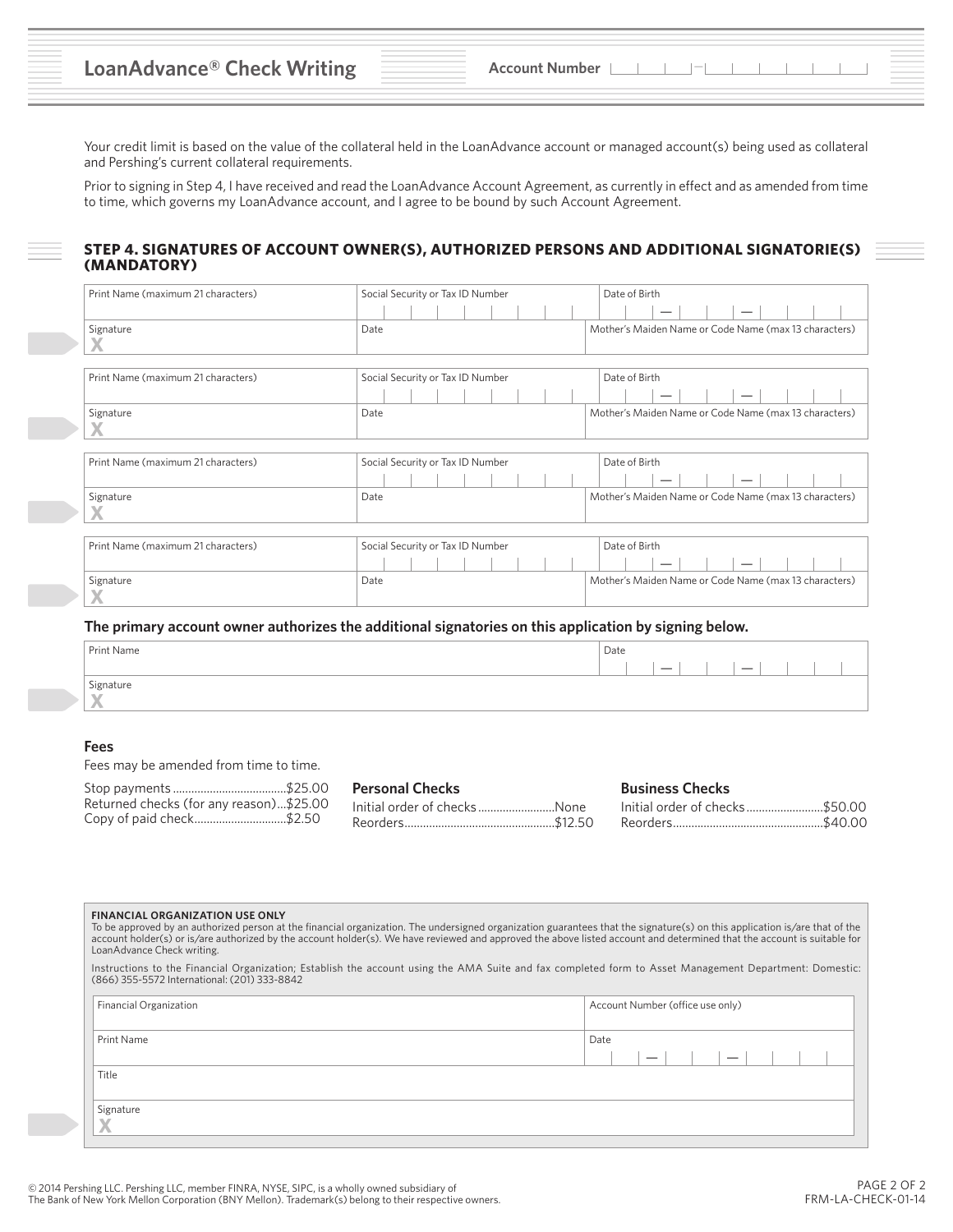## LoanAdvance® Check Writing

Account Number

Your credit limit is based on the value of the collateral held in the LoanAdvance account or managed account(s) being used as collateral and Pershing's current collateral requirements.

Prior to signing in Step 4, I have received and read the LoanAdvance Account Agreement, as currently in effect and as amended from time to time, which governs my LoanAdvance account, and I agree to be bound by such Account Agreement.

### STEP 4. SIGNATURES OF ACCOUNT OWNER(S), AUTHORIZED PERSONS AND ADDITIONAL SIGNATORIE(S) (MANDATORY)

| | | |
|---|---|---|
| Print Name (maximum 21 characters) | Social Security or Tax ID Number | Date of Birth |
| Signature X | Date | Mother's Maiden Name or Code Name (max 13 characters) |

| | | |
|---|---|---|
| Print Name (maximum 21 characters) | Social Security or Tax ID Number | Date of Birth |
| Signature X | Date | Mother's Maiden Name or Code Name (max 13 characters) |

| | | |
|---|---|---|
| Print Name (maximum 21 characters) | Social Security or Tax ID Number | Date of Birth |
| Signature X | Date | Mother's Maiden Name or Code Name (max 13 characters) |

| | | |
|---|---|---|
| Print Name (maximum 21 characters) | Social Security or Tax ID Number | Date of Birth |
| Signature X | Date | Mother's Maiden Name or Code Name (max 13 characters) |

**The primary account owner authorizes the additional signatories on this application by signing below.**

| | |
|---|---|
| Print Name | Date |
| Signature X | |

### Fees

Fees may be amended from time to time.

Stop payments .....................................$25.00
Returned checks (for any reason)...$25.00
Copy of paid check..............................$2.50

**Personal Checks**

Initial order of checks.........................None
Reorders................................................$12.50

**Business Checks**

Initial order of checks.........................$50.00
Reorders................................................$40.00

**FINANCIAL ORGANIZATION USE ONLY**

To be approved by an authorized person at the financial organization. The undersigned organization guarantees that the signature(s) on this application is/are that of the account holder(s) or is/are authorized by the account holder(s). We have reviewed and approved the above listed account and determined that the account is suitable for LoanAdvance Check writing.

Instructions to the Financial Organization; Establish the account using the AMA Suite and fax completed form to Asset Management Department: Domestic: (866) 355-5572 International: (201) 333-8842

| | |
|---|---|
| Financial Organization | Account Number (office use only) |
| Print Name | Date |
| Title | |
| Signature X | |

© 2014 Pershing LLC. Pershing LLC, member FINRA, NYSE, SIPC, is a wholly owned subsidiary of The Bank of New York Mellon Corporation (BNY Mellon). Trademark(s) belong to their respective owners.

FRM-LA-CHECK-01-14